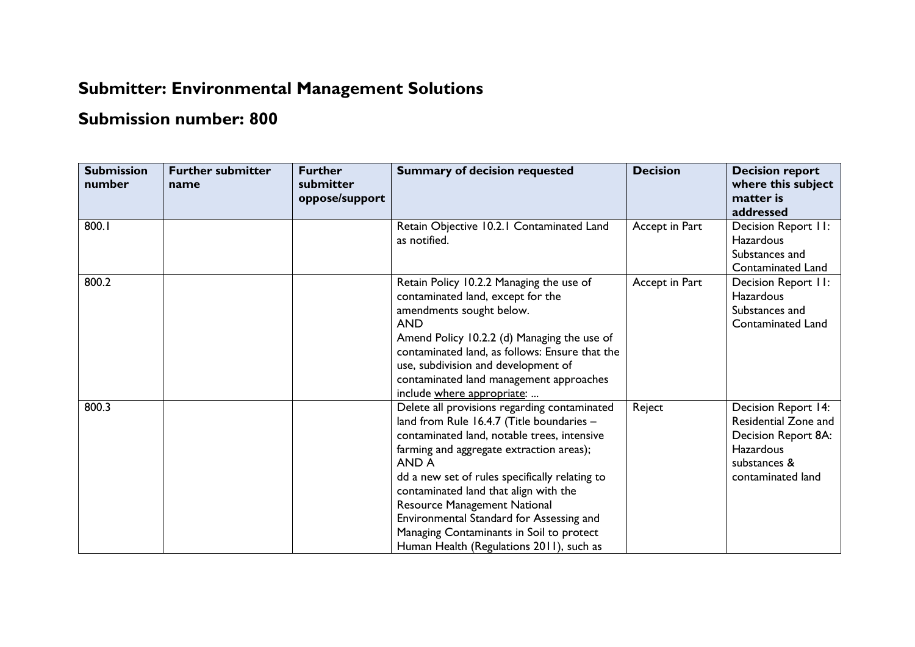## Submitter: Environmental Management Solutions

## Submission number: 800

| Submission number | Further submitter name | Further submitter oppose/support | Summary of decision requested | Decision | Decision report where this subject matter is addressed |
|---|---|---|---|---|---|
| 800.1 | | | Retain Objective 10.2.1 Contaminated Land as notified. | Accept in Part | Decision Report 11: Hazardous Substances and Contaminated Land |
| 800.2 | | | Retain Policy 10.2.2 Managing the use of contaminated land, except for the amendments sought below.<br>AND<br>Amend Policy 10.2.2 (d) Managing the use of contaminated land, as follows: Ensure that the use, subdivision and development of contaminated land management approaches include <u>where appropriate</u>: ... | Accept in Part | Decision Report 11: Hazardous Substances and Contaminated Land |
| 800.3 | | | Delete all provisions regarding contaminated land from Rule 16.4.7 (Title boundaries – contaminated land, notable trees, intensive farming and aggregate extraction areas);<br>AND A<br>dd a new set of rules specifically relating to contaminated land that align with the Resource Management National Environmental Standard for Assessing and Managing Contaminants in Soil to protect Human Health (Regulations 2011), such as | Reject | Decision Report 14: Residential Zone and Decision Report 8A: Hazardous substances & contaminated land |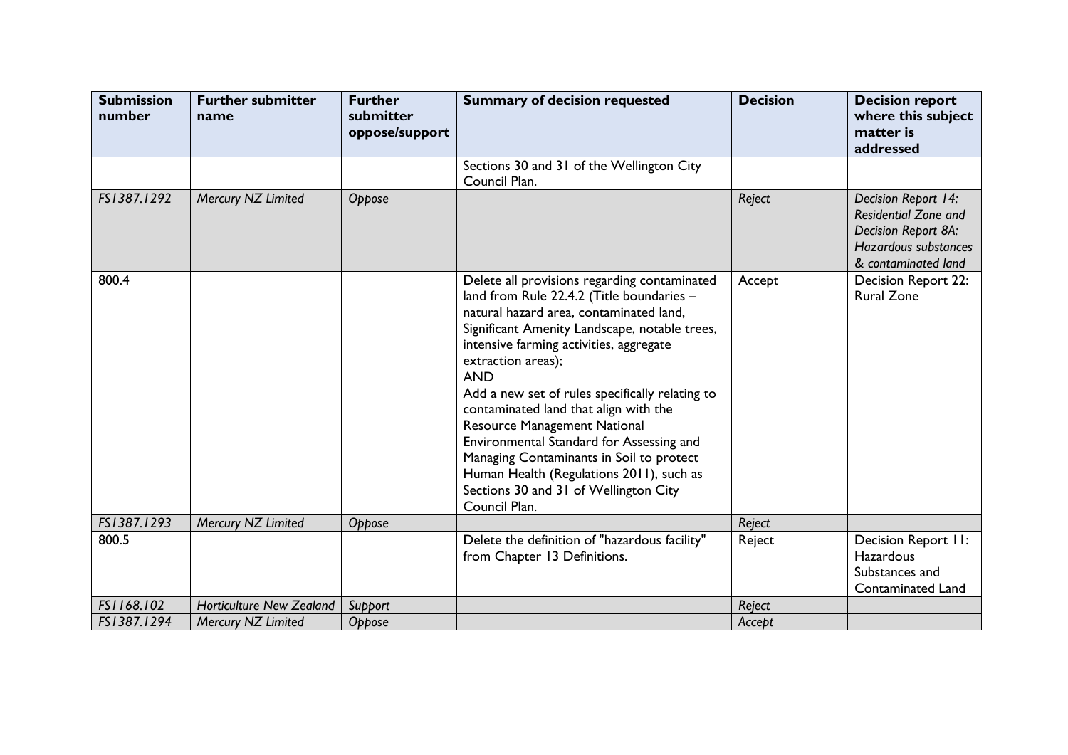| Submission number | Further submitter name | Further submitter oppose/support | Summary of decision requested | Decision | Decision report where this subject matter is addressed |
|---|---|---|---|---|---|
| | | | Sections 30 and 31 of the Wellington City Council Plan. | | |
| *FS1387.1292* | *Mercury NZ Limited* | *Oppose* | | *Reject* | *Decision Report 14: Residential Zone and Decision Report 8A: Hazardous substances & contaminated land* |
| 800.4 | | | Delete all provisions regarding contaminated land from Rule 22.4.2 (Title boundaries – natural hazard area, contaminated land, Significant Amenity Landscape, notable trees, intensive farming activities, aggregate extraction areas);<br>AND<br>Add a new set of rules specifically relating to contaminated land that align with the Resource Management National Environmental Standard for Assessing and Managing Contaminants in Soil to protect Human Health (Regulations 2011), such as Sections 30 and 31 of Wellington City Council Plan. | Accept | Decision Report 22: Rural Zone |
| *FS1387.1293* | *Mercury NZ Limited* | *Oppose* | | *Reject* | |
| 800.5 | | | Delete the definition of "hazardous facility" from Chapter 13 Definitions. | Reject | Decision Report 11: Hazardous Substances and Contaminated Land |
| *FS1168.102* | *Horticulture New Zealand* | *Support* | | *Reject* | |
| *FS1387.1294* | *Mercury NZ Limited* | *Oppose* | | *Accept* | |